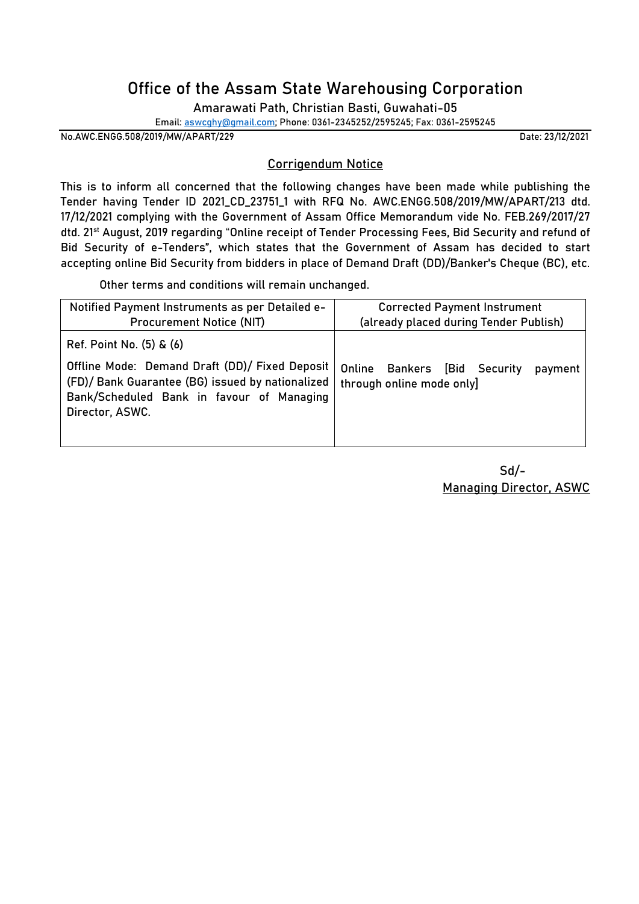# Office of the Assam State Warehousing Corporation

Amarawati Path, Christian Basti, Guwahati-05

Email: aswcghy@gmail.com; Phone: 0361-2345252/2595245; Fax: 0361-2595245

No.AWC.ENGG.508/2019/MW/APART/229 Date: 23/12/2021

## Corrigendum Notice

This is to inform all concerned that the following changes have been made while publishing the Tender having Tender ID 2021_CD_23751_1 with RFQ No. AWC.ENGG.508/2019/MW/APART/213 dtd. 17/12/2021 complying with the Government of Assam Office Memorandum vide No. FEB.269/2017/27 dtd. 21st August, 2019 regarding "Online receipt of Tender Processing Fees, Bid Security and refund of Bid Security of e-Tenders", which states that the Government of Assam has decided to start accepting online Bid Security from bidders in place of Demand Draft (DD)/Banker's Cheque (BC), etc.

Other terms and conditions will remain unchanged.

| Notified Payment Instruments as per Detailed e-Procurement Notice (NIT) | Corrected Payment Instrument (already placed during Tender Publish) |
|---|---|
| Ref. Point No. (5) & (6)<br><br>Offline Mode: Demand Draft (DD)/ Fixed Deposit (FD)/ Bank Guarantee (BG) issued by nationalized Bank/Scheduled Bank in favour of Managing Director, ASWC. | Online Bankers [Bid Security payment through online mode only] |

Sd/-

Managing Director, ASWC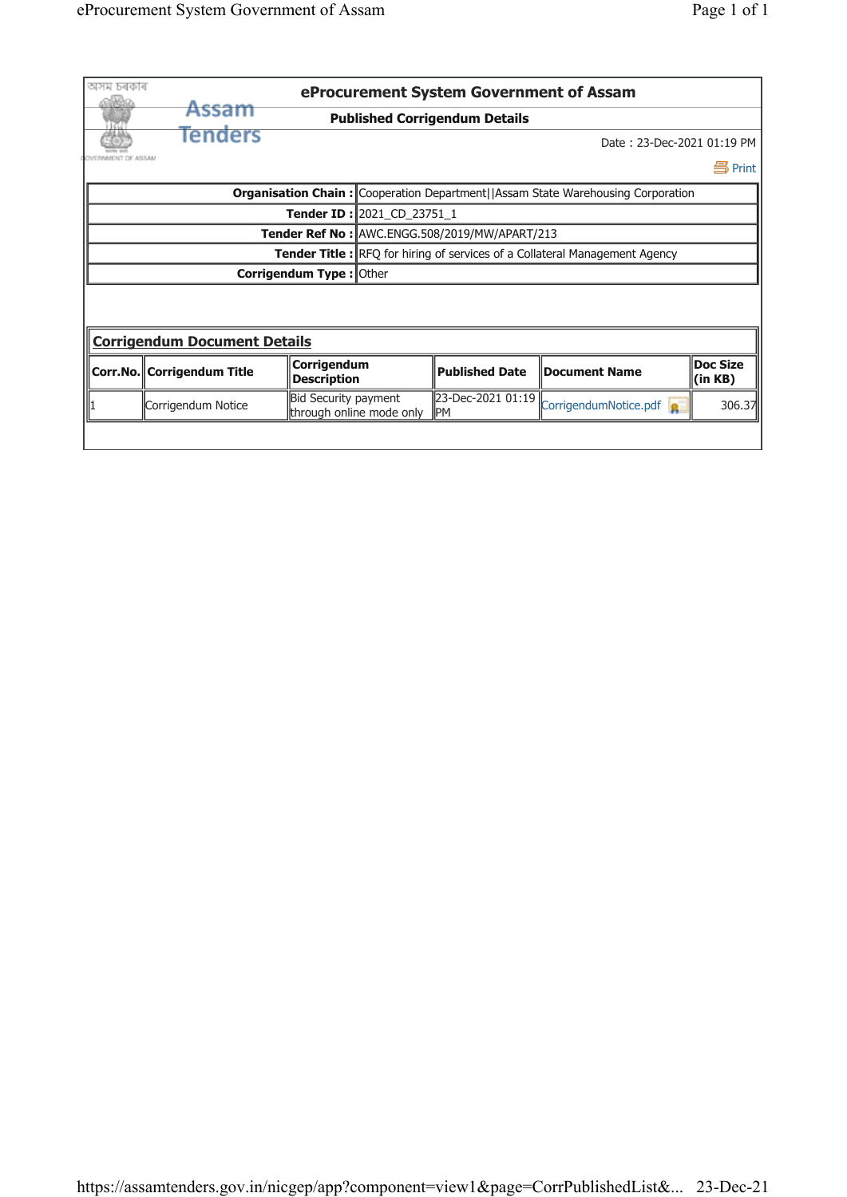অসম চৰকাৰ

GOVERNMENT OF ASSAM

Assam Tenders

## eProcurement System Government of Assam

### Published Corrigendum Details

Date : 23-Dec-2021 01:19 PM

Print

| | |
|---|---|
| **Organisation Chain :** | Cooperation Department\|\|Assam State Warehousing Corporation |
| **Tender ID :** | 2021_CD_23751_1 |
| **Tender Ref No :** | AWC.ENGG.508/2019/MW/APART/213 |
| **Tender Title :** | RFQ for hiring of services of a Collateral Management Agency |
| **Corrigendum Type :** | Other |

### Corrigendum Document Details

| Corr.No. | Corrigendum Title | Corrigendum Description | Published Date | Document Name | Doc Size (in KB) |
|---|---|---|---|---|---|
| 1 | Corrigendum Notice | Bid Security payment through online mode only | 23-Dec-2021 01:19 PM | CorrigendumNotice.pdf | 306.37 |